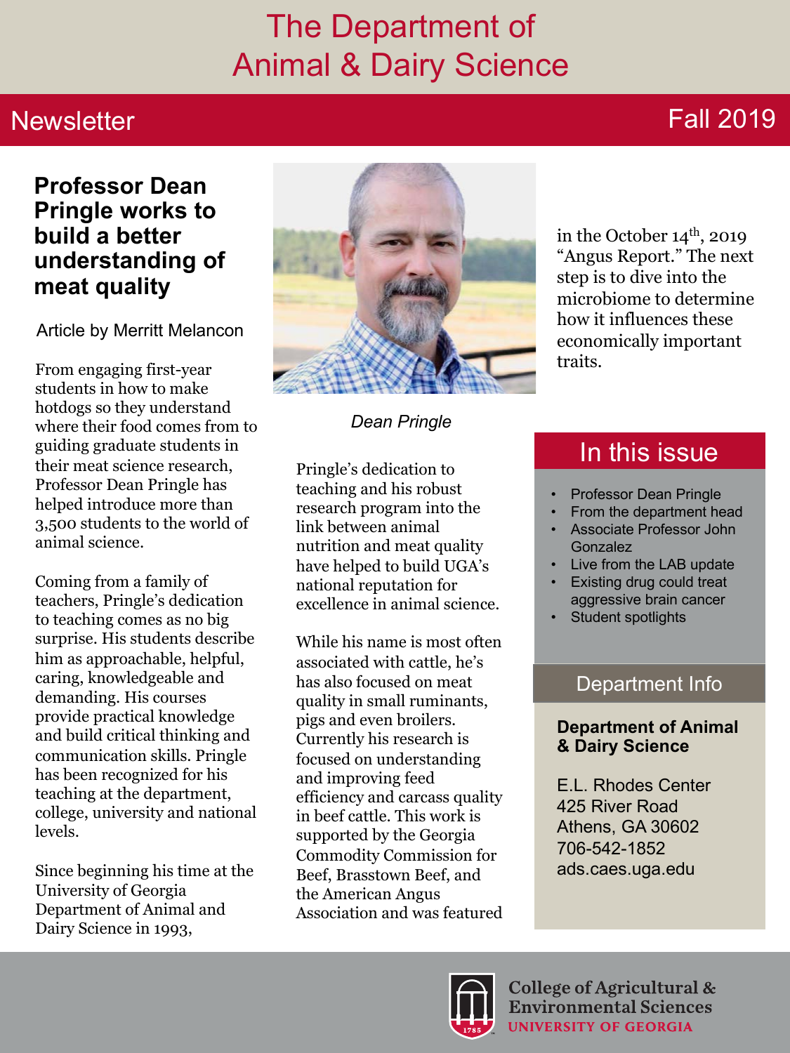# The Department of Animal & Dairy Science

## Newsletter — Fall 2019

## Professor Dean Pringle works to build a better understanding of meat quality

Article by Merritt Melancon

From engaging first-year students in how to make hotdogs so they understand where their food comes from to guiding graduate students in their meat science research, Professor Dean Pringle has helped introduce more than 3,500 students to the world of animal science.

Coming from a family of teachers, Pringle's dedication to teaching comes as no big surprise. His students describe him as approachable, helpful, caring, knowledgeable and demanding. His courses provide practical knowledge and build critical thinking and communication skills. Pringle has been recognized for his teaching at the department, college, university and national levels.

Since beginning his time at the University of Georgia Department of Animal and Dairy Science in 1993,

*Dean Pringle*

Pringle's dedication to teaching and his robust research program into the link between animal nutrition and meat quality have helped to build UGA's national reputation for excellence in animal science.

While his name is most often associated with cattle, he's has also focused on meat quality in small ruminants, pigs and even broilers. Currently his research is focused on understanding and improving feed efficiency and carcass quality in beef cattle. This work is supported by the Georgia Commodity Commission for Beef, Brasstown Beef, and the American Angus Association and was featured in the October 14th, 2019 "Angus Report." The next step is to dive into the microbiome to determine how it influences these economically important traits.

## In this issue

- Professor Dean Pringle
- From the department head
- Associate Professor John Gonzalez
- Live from the LAB update
- Existing drug could treat aggressive brain cancer
- Student spotlights

## Department Info

**Department of Animal & Dairy Science**

E.L. Rhodes Center
425 River Road
Athens, GA 30602
706-542-1852
ads.caes.uga.edu

College of Agricultural & Environmental Sciences
UNIVERSITY OF GEORGIA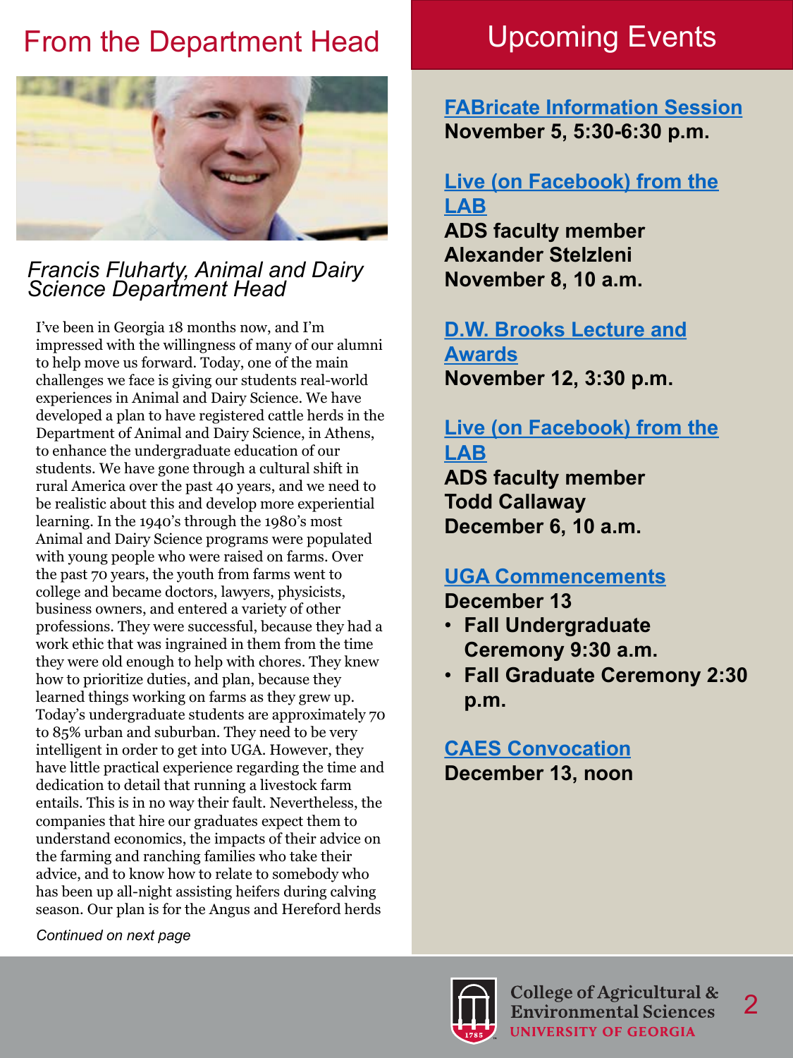## From the Department Head

*Francis Fluharty, Animal and Dairy Science Department Head*

I've been in Georgia 18 months now, and I'm impressed with the willingness of many of our alumni to help move us forward. Today, one of the main challenges we face is giving our students real-world experiences in Animal and Dairy Science. We have developed a plan to have registered cattle herds in the Department of Animal and Dairy Science, in Athens, to enhance the undergraduate education of our students. We have gone through a cultural shift in rural America over the past 40 years, and we need to be realistic about this and develop more experiential learning. In the 1940's through the 1980's most Animal and Dairy Science programs were populated with young people who were raised on farms. Over the past 70 years, the youth from farms went to college and became doctors, lawyers, physicists, business owners, and entered a variety of other professions. They were successful, because they had a work ethic that was ingrained in them from the time they were old enough to help with chores. They knew how to prioritize duties, and plan, because they learned things working on farms as they grew up. Today's undergraduate students are approximately 70 to 85% urban and suburban. They need to be very intelligent in order to get into UGA. However, they have little practical experience regarding the time and dedication to detail that running a livestock farm entails. This is in no way their fault. Nevertheless, the companies that hire our graduates expect them to understand economics, the impacts of their advice on the farming and ranching families who take their advice, and to know how to relate to somebody who has been up all-night assisting heifers during calving season. Our plan is for the Angus and Hereford herds

*Continued on next page*

## Upcoming Events

**FABricate Information Session**
**November 5, 5:30-6:30 p.m.**

**Live (on Facebook) from the LAB**
**ADS faculty member Alexander Stelzleni**
**November 8, 10 a.m.**

**D.W. Brooks Lecture and Awards**
**November 12, 3:30 p.m.**

**Live (on Facebook) from the LAB**
**ADS faculty member Todd Callaway**
**December 6, 10 a.m.**

**UGA Commencements**
**December 13**

- **Fall Undergraduate Ceremony 9:30 a.m.**
- **Fall Graduate Ceremony 2:30 p.m.**

**CAES Convocation**
**December 13, noon**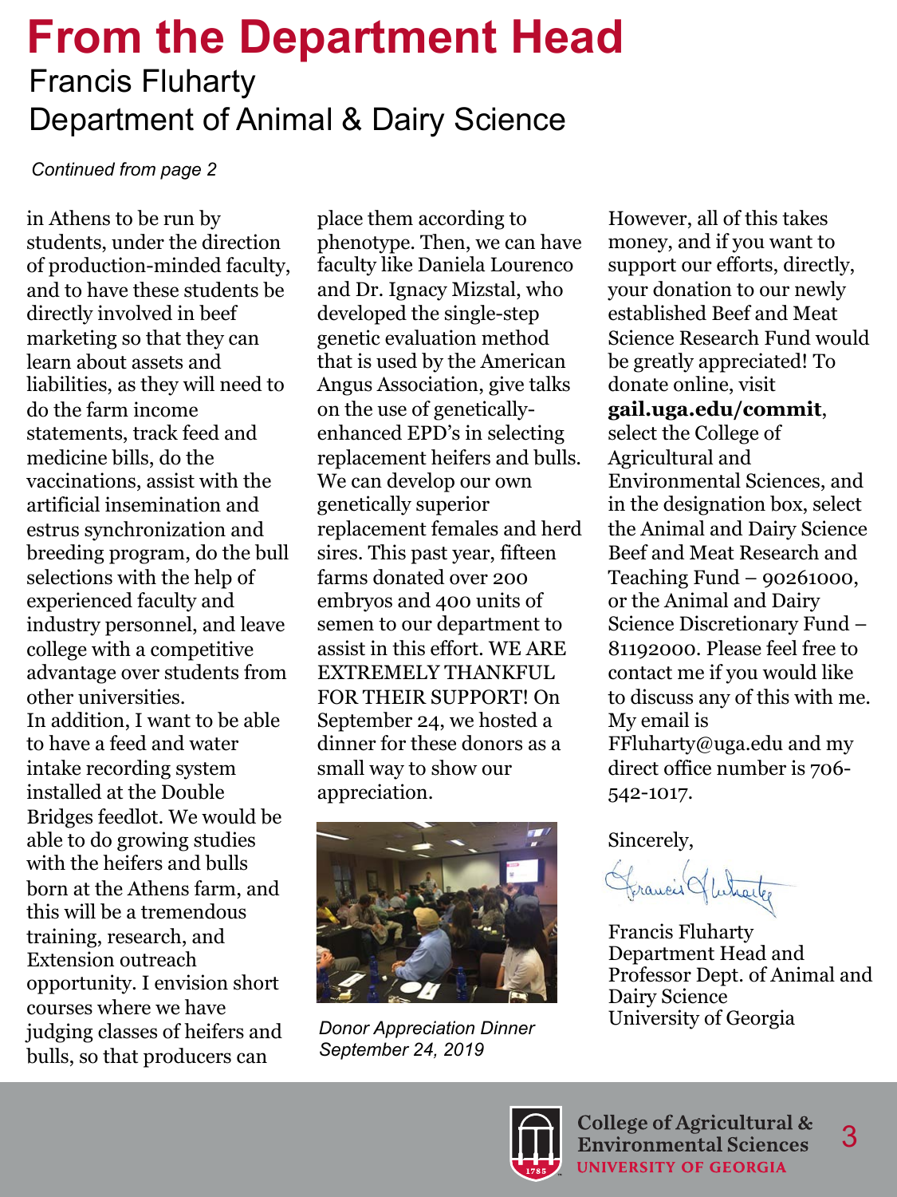# From the Department Head

## Francis Fluharty
## Department of Animal & Dairy Science

*Continued from page 2*

in Athens to be run by students, under the direction of production-minded faculty, and to have these students be directly involved in beef marketing so that they can learn about assets and liabilities, as they will need to do the farm income statements, track feed and medicine bills, do the vaccinations, assist with the artificial insemination and estrus synchronization and breeding program, do the bull selections with the help of experienced faculty and industry personnel, and leave college with a competitive advantage over students from other universities.

In addition, I want to be able to have a feed and water intake recording system installed at the Double Bridges feedlot. We would be able to do growing studies with the heifers and bulls born at the Athens farm, and this will be a tremendous training, research, and Extension outreach opportunity. I envision short courses where we have judging classes of heifers and bulls, so that producers can place them according to phenotype. Then, we can have faculty like Daniela Lourenco and Dr. Ignacy Mizstal, who developed the single-step genetic evaluation method that is used by the American Angus Association, give talks on the use of genetically-enhanced EPD's in selecting replacement heifers and bulls. We can develop our own genetically superior replacement females and herd sires. This past year, fifteen farms donated over 200 embryos and 400 units of semen to our department to assist in this effort. WE ARE EXTREMELY THANKFUL FOR THEIR SUPPORT! On September 24, we hosted a dinner for these donors as a small way to show our appreciation.

*Donor Appreciation Dinner September 24, 2019*

However, all of this takes money, and if you want to support our efforts, directly, your donation to our newly established Beef and Meat Science Research Fund would be greatly appreciated! To donate online, visit **gail.uga.edu/commit**, select the College of Agricultural and Environmental Sciences, and in the designation box, select the Animal and Dairy Science Beef and Meat Research and Teaching Fund – 90261000, or the Animal and Dairy Science Discretionary Fund – 81192000. Please feel free to contact me if you would like to discuss any of this with me. My email is FFluharty@uga.edu and my direct office number is 706-542-1017.

Sincerely,

Francis Fluharty
Department Head and Professor Dept. of Animal and Dairy Science
University of Georgia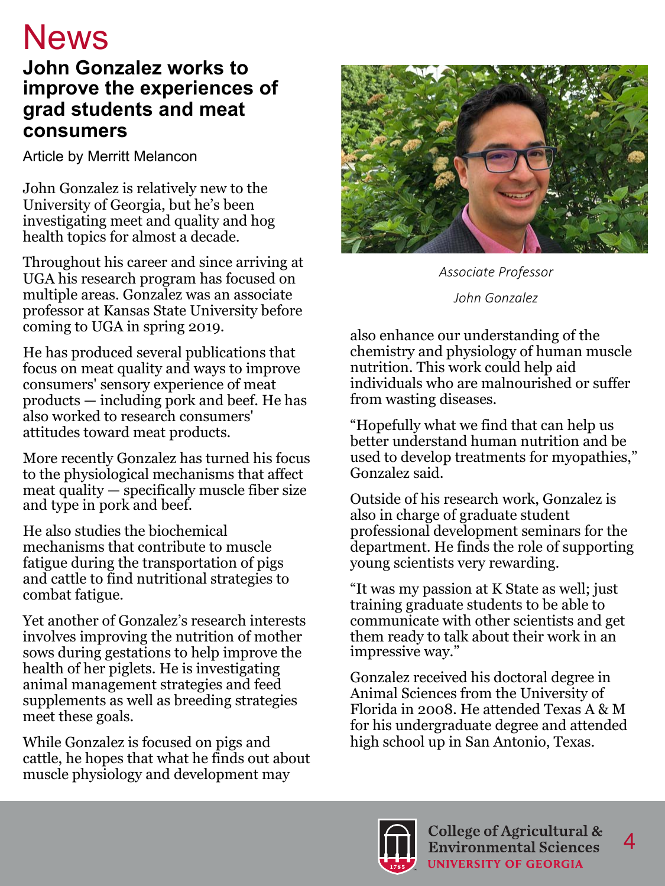# News

## John Gonzalez works to improve the experiences of grad students and meat consumers

Article by Merritt Melancon

John Gonzalez is relatively new to the University of Georgia, but he's been investigating meet and quality and hog health topics for almost a decade.

Throughout his career and since arriving at UGA his research program has focused on multiple areas. Gonzalez was an associate professor at Kansas State University before coming to UGA in spring 2019.

He has produced several publications that focus on meat quality and ways to improve consumers' sensory experience of meat products — including pork and beef. He has also worked to research consumers' attitudes toward meat products.

More recently Gonzalez has turned his focus to the physiological mechanisms that affect meat quality — specifically muscle fiber size and type in pork and beef.

He also studies the biochemical mechanisms that contribute to muscle fatigue during the transportation of pigs and cattle to find nutritional strategies to combat fatigue.

Yet another of Gonzalez's research interests involves improving the nutrition of mother sows during gestations to help improve the health of her piglets. He is investigating animal management strategies and feed supplements as well as breeding strategies meet these goals.

While Gonzalez is focused on pigs and cattle, he hopes that what he finds out about muscle physiology and development may also enhance our understanding of the chemistry and physiology of human muscle nutrition. This work could help aid individuals who are malnourished or suffer from wasting diseases.

*Associate Professor*

*John Gonzalez*

"Hopefully what we find that can help us better understand human nutrition and be used to develop treatments for myopathies," Gonzalez said.

Outside of his research work, Gonzalez is also in charge of graduate student professional development seminars for the department. He finds the role of supporting young scientists very rewarding.

"It was my passion at K State as well; just training graduate students to be able to communicate with other scientists and get them ready to talk about their work in an impressive way."

Gonzalez received his doctoral degree in Animal Sciences from the University of Florida in 2008. He attended Texas A & M for his undergraduate degree and attended high school up in San Antonio, Texas.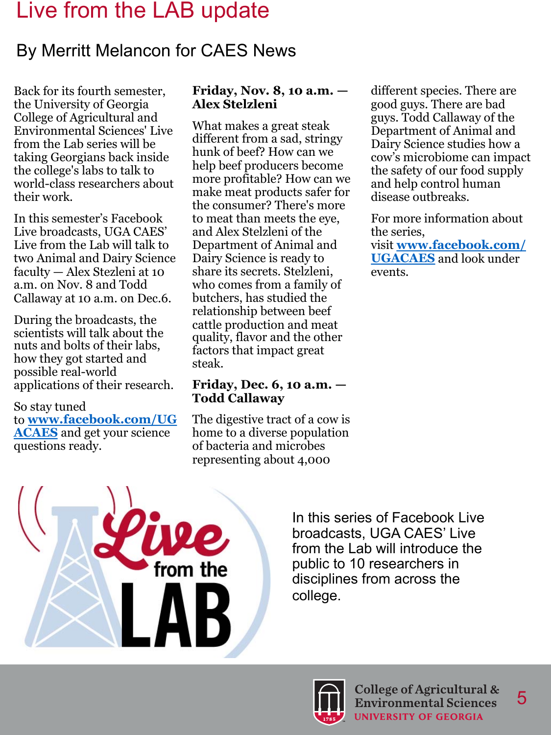# Live from the LAB update

## By Merritt Melancon for CAES News

Back for its fourth semester, the University of Georgia College of Agricultural and Environmental Sciences' Live from the Lab series will be taking Georgians back inside the college's labs to talk to world-class researchers about their work.

In this semester's Facebook Live broadcasts, UGA CAES' Live from the Lab will talk to two Animal and Dairy Science faculty — Alex Stezleni at 10 a.m. on Nov. 8 and Todd Callaway at 10 a.m. on Dec.6.

During the broadcasts, the scientists will talk about the nuts and bolts of their labs, how they got started and possible real-world applications of their research.

So stay tuned to **[www.facebook.com/UGACAES](http://www.facebook.com/UGACAES)** and get your science questions ready.

**Friday, Nov. 8, 10 a.m. — Alex Stelzleni**

What makes a great steak different from a sad, stringy hunk of beef? How can we help beef producers become more profitable? How can we make meat products safer for the consumer? There's more to meat than meets the eye, and Alex Stelzleni of the Department of Animal and Dairy Science is ready to share its secrets. Stelzleni, who comes from a family of butchers, has studied the relationship between beef cattle production and meat quality, flavor and the other factors that impact great steak.

**Friday, Dec. 6, 10 a.m. — Todd Callaway**

The digestive tract of a cow is home to a diverse population of bacteria and microbes representing about 4,000 different species. There are good guys. There are bad guys. Todd Callaway of the Department of Animal and Dairy Science studies how a cow's microbiome can impact the safety of our food supply and help control human disease outbreaks.

For more information about the series, visit **[www.facebook.com/UGACAES](http://www.facebook.com/UGACAES)** and look under events.

In this series of Facebook Live broadcasts, UGA CAES' Live from the Lab will introduce the public to 10 researchers in disciplines from across the college.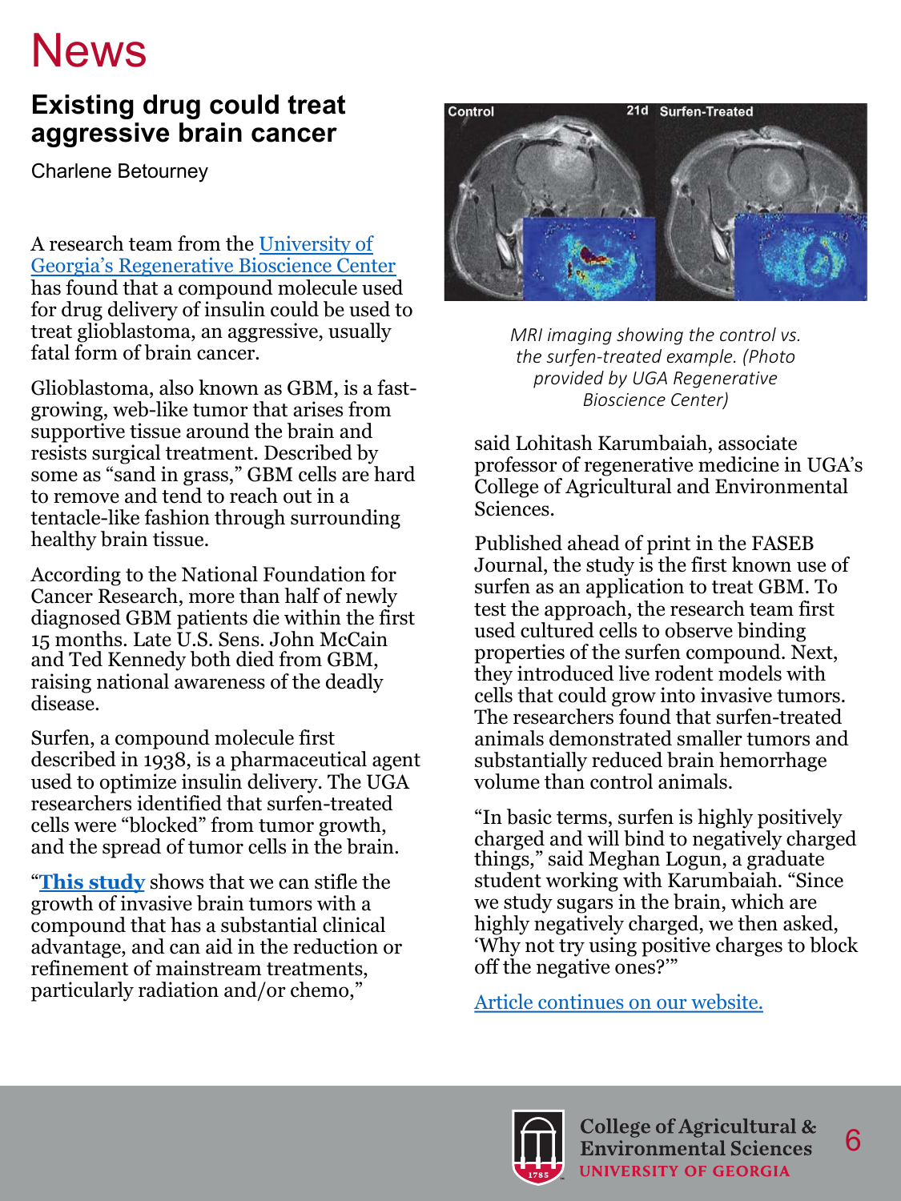# News

## Existing drug could treat aggressive brain cancer

Charlene Betourney

A research team from the University of Georgia's Regenerative Bioscience Center has found that a compound molecule used for drug delivery of insulin could be used to treat glioblastoma, an aggressive, usually fatal form of brain cancer.

Glioblastoma, also known as GBM, is a fast-growing, web-like tumor that arises from supportive tissue around the brain and resists surgical treatment. Described by some as "sand in grass," GBM cells are hard to remove and tend to reach out in a tentacle-like fashion through surrounding healthy brain tissue.

According to the National Foundation for Cancer Research, more than half of newly diagnosed GBM patients die within the first 15 months. Late U.S. Sens. John McCain and Ted Kennedy both died from GBM, raising national awareness of the deadly disease.

Surfen, a compound molecule first described in 1938, is a pharmaceutical agent used to optimize insulin delivery. The UGA researchers identified that surfen-treated cells were "blocked" from tumor growth, and the spread of tumor cells in the brain.

"**This study** shows that we can stifle the growth of invasive brain tumors with a compound that has a substantial clinical advantage, and can aid in the reduction or refinement of mainstream treatments, particularly radiation and/or chemo," said Lohitash Karumbaiah, associate professor of regenerative medicine in UGA's College of Agricultural and Environmental Sciences.

*MRI imaging showing the control vs. the surfen-treated example. (Photo provided by UGA Regenerative Bioscience Center)*

Published ahead of print in the FASEB Journal, the study is the first known use of surfen as an application to treat GBM. To test the approach, the research team first used cultured cells to observe binding properties of the surfen compound. Next, they introduced live rodent models with cells that could grow into invasive tumors. The researchers found that surfen-treated animals demonstrated smaller tumors and substantially reduced brain hemorrhage volume than control animals.

"In basic terms, surfen is highly positively charged and will bind to negatively charged things," said Meghan Logun, a graduate student working with Karumbaiah. "Since we study sugars in the brain, which are highly negatively charged, we then asked, 'Why not try using positive charges to block off the negative ones?'"

Article continues on our website.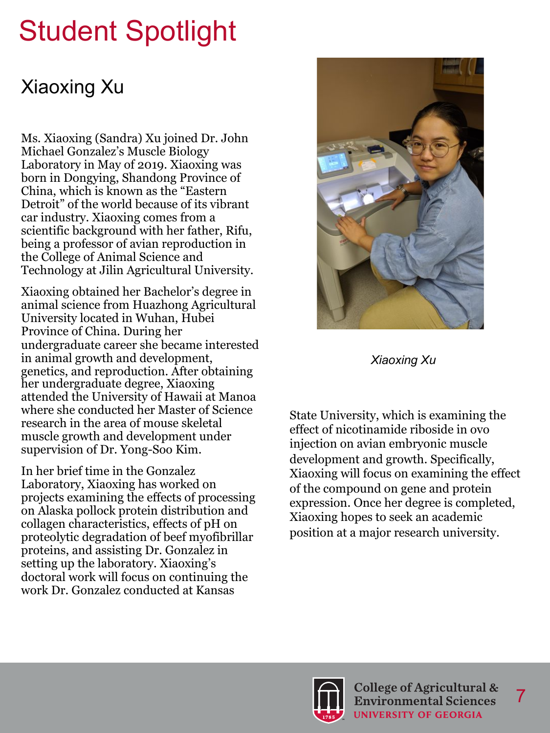# Student Spotlight

## Xiaoxing Xu

Ms. Xiaoxing (Sandra) Xu joined Dr. John Michael Gonzalez's Muscle Biology Laboratory in May of 2019. Xiaoxing was born in Dongying, Shandong Province of China, which is known as the "Eastern Detroit" of the world because of its vibrant car industry. Xiaoxing comes from a scientific background with her father, Rifu, being a professor of avian reproduction in the College of Animal Science and Technology at Jilin Agricultural University.

Xiaoxing obtained her Bachelor's degree in animal science from Huazhong Agricultural University located in Wuhan, Hubei Province of China. During her undergraduate career she became interested in animal growth and development, genetics, and reproduction. After obtaining her undergraduate degree, Xiaoxing attended the University of Hawaii at Manoa where she conducted her Master of Science research in the area of mouse skeletal muscle growth and development under supervision of Dr. Yong-Soo Kim.

In her brief time in the Gonzalez Laboratory, Xiaoxing has worked on projects examining the effects of processing on Alaska pollock protein distribution and collagen characteristics, effects of pH on proteolytic degradation of beef myofibrillar proteins, and assisting Dr. Gonzalez in setting up the laboratory. Xiaoxing's doctoral work will focus on continuing the work Dr. Gonzalez conducted at Kansas State University, which is examining the effect of nicotinamide riboside in ovo injection on avian embryonic muscle development and growth. Specifically, Xiaoxing will focus on examining the effect of the compound on gene and protein expression. Once her degree is completed, Xiaoxing hopes to seek an academic position at a major research university.

*Xiaoxing Xu*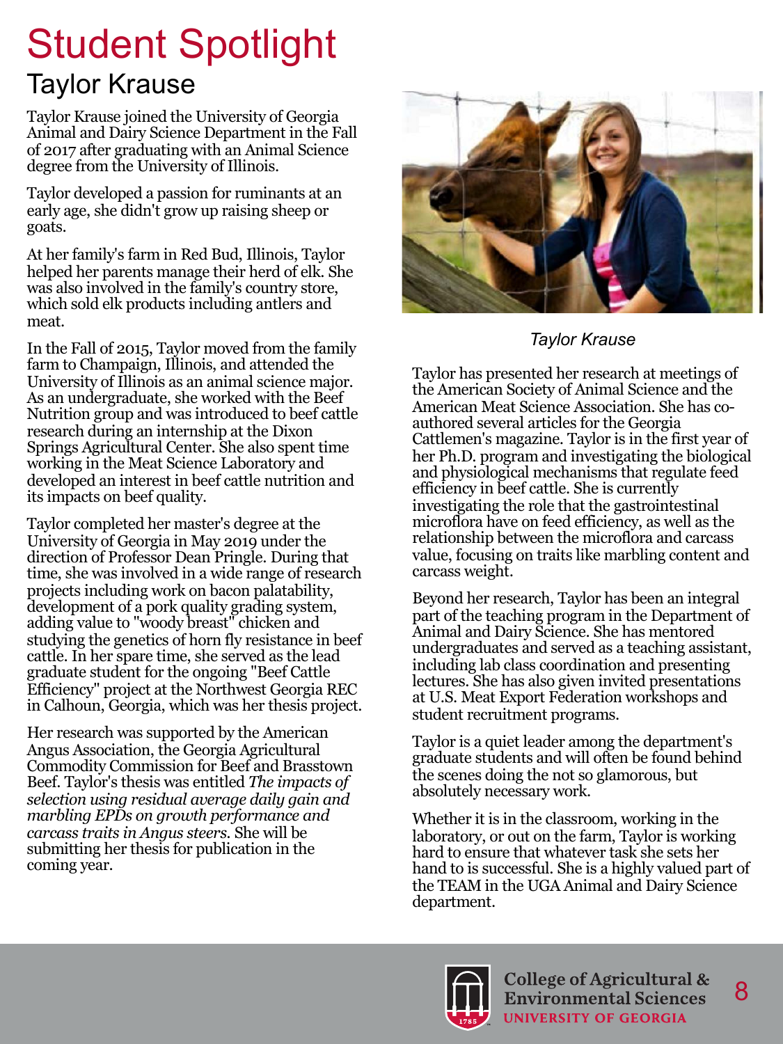# Student Spotlight

## Taylor Krause

Taylor Krause joined the University of Georgia Animal and Dairy Science Department in the Fall of 2017 after graduating with an Animal Science degree from the University of Illinois.

Taylor developed a passion for ruminants at an early age, she didn't grow up raising sheep or goats.

At her family's farm in Red Bud, Illinois, Taylor helped her parents manage their herd of elk. She was also involved in the family's country store, which sold elk products including antlers and meat.

In the Fall of 2015, Taylor moved from the family farm to Champaign, Illinois, and attended the University of Illinois as an animal science major. As an undergraduate, she worked with the Beef Nutrition group and was introduced to beef cattle research during an internship at the Dixon Springs Agricultural Center. She also spent time working in the Meat Science Laboratory and developed an interest in beef cattle nutrition and its impacts on beef quality.

Taylor completed her master's degree at the University of Georgia in May 2019 under the direction of Professor Dean Pringle. During that time, she was involved in a wide range of research projects including work on bacon palatability, development of a pork quality grading system, adding value to "woody breast" chicken and studying the genetics of horn fly resistance in beef cattle. In her spare time, she served as the lead graduate student for the ongoing "Beef Cattle Efficiency" project at the Northwest Georgia REC in Calhoun, Georgia, which was her thesis project.

Her research was supported by the American Angus Association, the Georgia Agricultural Commodity Commission for Beef and Brasstown Beef. Taylor's thesis was entitled *The impacts of selection using residual average daily gain and marbling EPDs on growth performance and carcass traits in Angus steers*. She will be submitting her thesis for publication in the coming year.

*Taylor Krause*

Taylor has presented her research at meetings of the American Society of Animal Science and the American Meat Science Association. She has co-authored several articles for the Georgia Cattlemen's magazine. Taylor is in the first year of her Ph.D. program and investigating the biological and physiological mechanisms that regulate feed efficiency in beef cattle. She is currently investigating the role that the gastrointestinal microflora have on feed efficiency, as well as the relationship between the microflora and carcass value, focusing on traits like marbling content and carcass weight.

Beyond her research, Taylor has been an integral part of the teaching program in the Department of Animal and Dairy Science. She has mentored undergraduates and served as a teaching assistant, including lab class coordination and presenting lectures. She has also given invited presentations at U.S. Meat Export Federation workshops and student recruitment programs.

Taylor is a quiet leader among the department's graduate students and will often be found behind the scenes doing the not so glamorous, but absolutely necessary work.

Whether it is in the classroom, working in the laboratory, or out on the farm, Taylor is working hard to ensure that whatever task she sets her hand to is successful. She is a highly valued part of the TEAM in the UGA Animal and Dairy Science department.

College of Agricultural & Environmental Sciences
UNIVERSITY OF GEORGIA